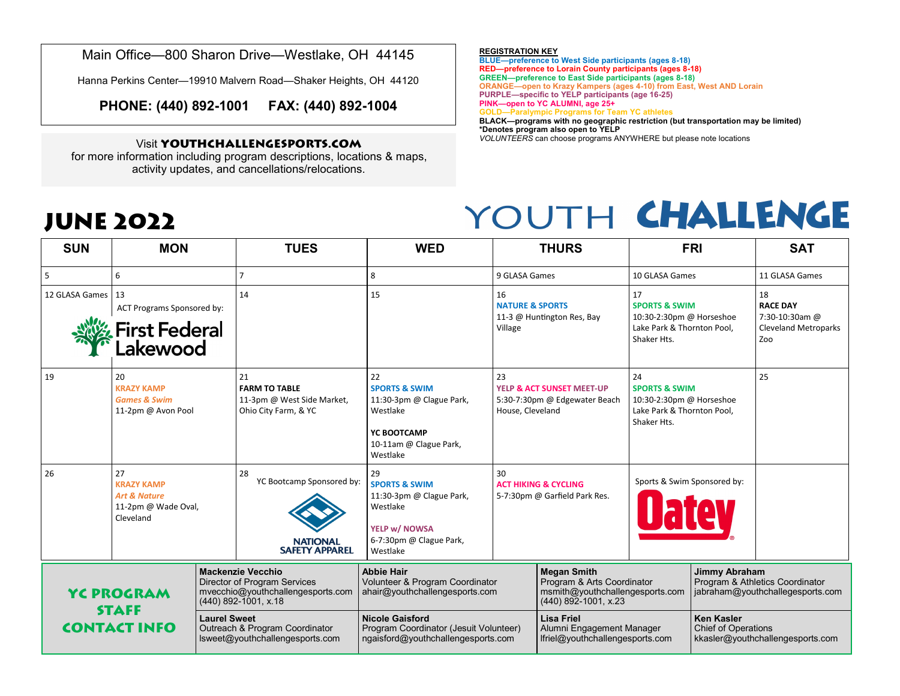Main Office—800 Sharon Drive—Westlake, OH 44145

Hanna Perkins Center—19910 Malvern Road—Shaker Heights, OH 44120

**PHONE: (440) 892-1001 FAX: (440) 892-1004**

Visit **YOUTHCHALLENGESPORTS.COM** for more information including program descriptions, locations & maps, activity updates, and cancellations/relocations.

**REGISTRATION KEY**

**BLUE—preference to West Side participants (ages 8-18)**
**RED—preference to Lorain County participants (ages 8-18)**
**GREEN—preference to East Side participants (ages 8-18)**
**ORANGE—open to Krazy Kampers (ages 4-10) from East, West AND Lorain**
**PURPLE—specific to YELP participants (age 16-25)**
**PINK—open to YC ALUMNI, age 25+**
**GOLD—Paralympic Programs for Team YC athletes**
**BLACK—programs with no geographic restriction (but transportation may be limited)**
**\*Denotes program also open to YELP**
*VOLUNTEERS* can choose programs ANYWHERE but please note locations

# JUNE 2022

# YOUTH CHALLENGE

| SUN | MON | TUES | WED | THURS | FRI | SAT |
|---|---|---|---|---|---|---|
| 5 | 6 | 7 | 8 | 9 GLASA Games | 10 GLASA Games | 11 GLASA Games |
| 12 GLASA Games | 13 ACT Programs Sponsored by: First Federal Lakewood | 14 | 15 | 16 **NATURE & SPORTS** 11-3 @ Huntington Res, Bay Village | 17 **SPORTS & SWIM** 10:30-2:30pm @ Horseshoe Lake Park & Thornton Pool, Shaker Hts. | 18 **RACE DAY** 7:30-10:30am @ Cleveland Metroparks Zoo |
| 19 | 20 **KRAZY KAMP** ***Games & Swim*** 11-2pm @ Avon Pool | 21 **FARM TO TABLE** 11-3pm @ West Side Market, Ohio City Farm, & YC | 22 **SPORTS & SWIM** 11:30-3pm @ Clague Park, Westlake<br><br>**YC BOOTCAMP** 10-11am @ Clague Park, Westlake | 23 **YELP & ACT SUNSET MEET-UP** 5:30-7:30pm @ Edgewater Beach House, Cleveland | 24 **SPORTS & SWIM** 10:30-2:30pm @ Horseshoe Lake Park & Thornton Pool, Shaker Hts. | 25 |
| 26 | 27 **KRAZY KAMP** ***Art & Nature*** 11-2pm @ Wade Oval, Cleveland | 28 YC Bootcamp Sponsored by: NATIONAL SAFETY APPAREL | 29 **SPORTS & SWIM** 11:30-3pm @ Clague Park, Westlake<br><br>**YELP w/ NOWSA** 6-7:30pm @ Clague Park, Westlake | 30 **ACT HIKING & CYCLING** 5-7:30pm @ Garfield Park Res. | Sports & Swim Sponsored by: Oatey | |

| YC PROGRAM STAFF CONTACT INFO | | | | |
|---|---|---|---|---|
| | **Mackenzie Vecchio** Director of Program Services mvecchio@youthchallengesports.com (440) 892-1001, x.18 | **Abbie Hair** Volunteer & Program Coordinator ahair@youthchallengesports.com | **Megan Smith** Program & Arts Coordinator msmith@youthchallengesports.com (440) 892-1001, x.23 | **Jimmy Abraham** Program & Athletics Coordinator jabraham@youthchallengesports.com |
| | **Laurel Sweet** Outreach & Program Coordinator lsweet@youthchallengesports.com | **Nicole Gaisford** Program Coordinator (Jesuit Volunteer) ngaisford@youthchallengesports.com | **Lisa Friel** Alumni Engagement Manager lfriel@youthchallengesports.com | **Ken Kasler** Chief of Operations kkasler@youthchallengesports.com |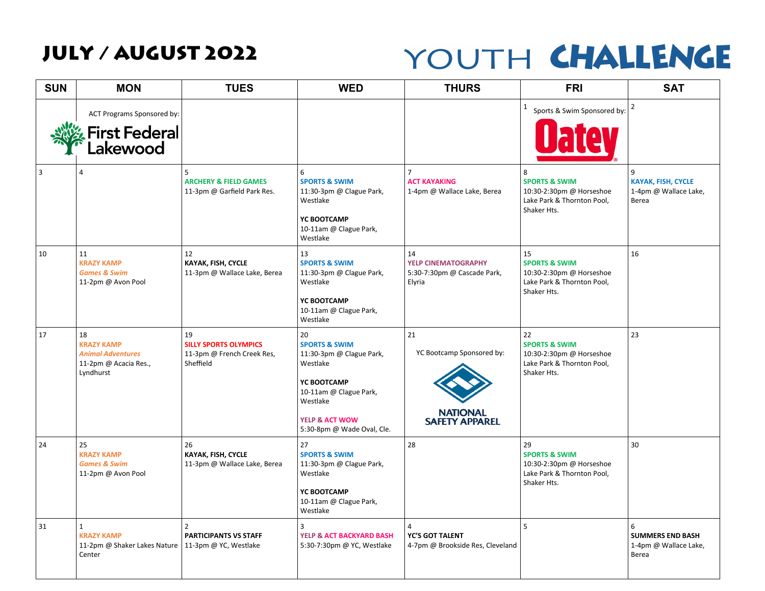# JULY / AUGUST 2022

# YOUTH CHALLENGE

| SUN | MON | TUES | WED | THURS | FRI | SAT |
|---|---|---|---|---|---|---|
| | ACT Programs Sponsored by: First Federal Lakewood | | | | 1 Sports & Swim Sponsored by: Oatey | 2 |
| 3 | 4 | 5 **ARCHERY & FIELD GAMES** 11-3pm @ Garfield Park Res. | 6 **SPORTS & SWIM** 11:30-3pm @ Clague Park, Westlake **YC BOOTCAMP** 10-11am @ Clague Park, Westlake | 7 **ACT KAYAKING** 1-4pm @ Wallace Lake, Berea | 8 **SPORTS & SWIM** 10:30-2:30pm @ Horseshoe Lake Park & Thornton Pool, Shaker Hts. | 9 **KAYAK, FISH, CYCLE** 1-4pm @ Wallace Lake, Berea |
| 10 | 11 **KRAZY KAMP** ***Games & Swim*** 11-2pm @ Avon Pool | 12 **KAYAK, FISH, CYCLE** 11-3pm @ Wallace Lake, Berea | 13 **SPORTS & SWIM** 11:30-3pm @ Clague Park, Westlake **YC BOOTCAMP** 10-11am @ Clague Park, Westlake | 14 **YELP CINEMATOGRAPHY** 5:30-7:30pm @ Cascade Park, Elyria | 15 **SPORTS & SWIM** 10:30-2:30pm @ Horseshoe Lake Park & Thornton Pool, Shaker Hts. | 16 |
| 17 | 18 **KRAZY KAMP** ***Animal Adventures*** 11-2pm @ Acacia Res., Lyndhurst | 19 **SILLY SPORTS OLYMPICS** 11-3pm @ French Creek Res, Sheffield | 20 **SPORTS & SWIM** 11:30-3pm @ Clague Park, Westlake **YC BOOTCAMP** 10-11am @ Clague Park, Westlake **YELP & ACT WOW** 5:30-8pm @ Wade Oval, Cle. | 21 YC Bootcamp Sponsored by: NATIONAL SAFETY APPAREL | 22 **SPORTS & SWIM** 10:30-2:30pm @ Horseshoe Lake Park & Thornton Pool, Shaker Hts. | 23 |
| 24 | 25 **KRAZY KAMP** ***Games & Swim*** 11-2pm @ Avon Pool | 26 **KAYAK, FISH, CYCLE** 11-3pm @ Wallace Lake, Berea | 27 **SPORTS & SWIM** 11:30-3pm @ Clague Park, Westlake **YC BOOTCAMP** 10-11am @ Clague Park, Westlake | 28 | 29 **SPORTS & SWIM** 10:30-2:30pm @ Horseshoe Lake Park & Thornton Pool, Shaker Hts. | 30 |
| 31 | 1 **KRAZY KAMP** 11-2pm @ Shaker Lakes Nature Center | 2 **PARTICIPANTS VS STAFF** 11-3pm @ YC, Westlake | 3 **YELP & ACT BACKYARD BASH** 5:30-7:30pm @ YC, Westlake | 4 **YC'S GOT TALENT** 4-7pm @ Brookside Res, Cleveland | 5 | 6 **SUMMERS END BASH** 1-4pm @ Wallace Lake, Berea |